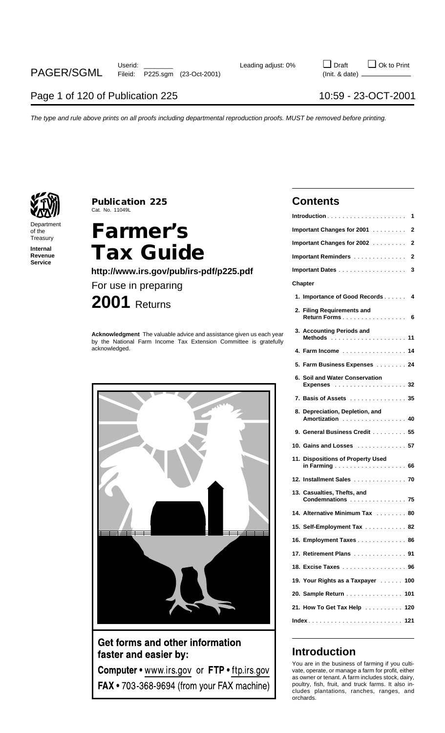Department of the Treasury
**Internal Revenue Service**

# Publication 225

Cat. No. 11049L

# Farmer's Tax Guide

**http://www.irs.gov/pub/irs-pdf/p225.pdf**

For use in preparing

**2001** Returns

**Acknowledgment** The valuable advice and assistance given us each year by the National Farm Income Tax Extension Committee is gratefully acknowledged.

**Get forms and other information faster and easier by:**

**Computer** • www.irs.gov or **FTP** • ftp.irs.gov

**FAX** • 703-368-9694 (from your FAX machine)

## Contents

| | |
|---|---|
| **Introduction** | **1** |
| **Important Changes for 2001** | **2** |
| **Important Changes for 2002** | **2** |
| **Important Reminders** | **2** |
| **Important Dates** | **3** |
| **Chapter** | |
| **1. Importance of Good Records** | **4** |
| **2. Filing Requirements and Return Forms** | **6** |
| **3. Accounting Periods and Methods** | **11** |
| **4. Farm Income** | **14** |
| **5. Farm Business Expenses** | **24** |
| **6. Soil and Water Conservation Expenses** | **32** |
| **7. Basis of Assets** | **35** |
| **8. Depreciation, Depletion, and Amortization** | **40** |
| **9. General Business Credit** | **55** |
| **10. Gains and Losses** | **57** |
| **11. Dispositions of Property Used in Farming** | **66** |
| **12. Installment Sales** | **70** |
| **13. Casualties, Thefts, and Condemnations** | **75** |
| **14. Alternative Minimum Tax** | **80** |
| **15. Self-Employment Tax** | **82** |
| **16. Employment Taxes** | **86** |
| **17. Retirement Plans** | **91** |
| **18. Excise Taxes** | **96** |
| **19. Your Rights as a Taxpayer** | **100** |
| **20. Sample Return** | **101** |
| **21. How To Get Tax Help** | **120** |
| **Index** | **121** |

## Introduction

You are in the business of farming if you cultivate, operate, or manage a farm for profit, either as owner or tenant. A farm includes stock, dairy, poultry, fish, fruit, and truck farms. It also includes plantations, ranches, ranges, and orchards.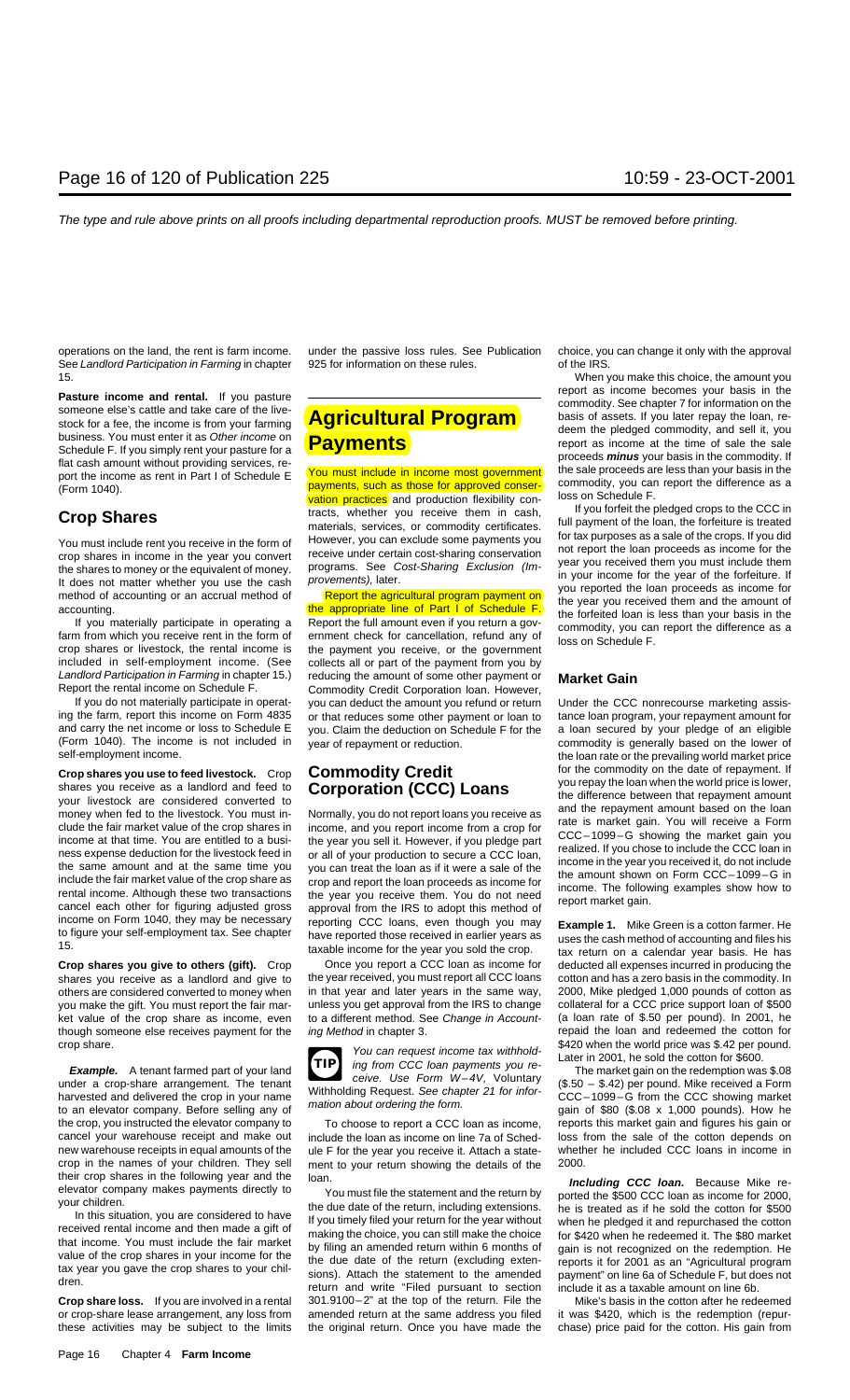operations on the land, the rent is farm income. See *Landlord Participation in Farming* in chapter 15.

**Pasture income and rental.** If you pasture someone else's cattle and take care of the livestock for a fee, the income is from your farming business. You must enter it as *Other income* on Schedule F. If you simply rent your pasture for a flat cash amount without providing services, report the income as rent in Part I of Schedule E (Form 1040).

## Crop Shares

You must include rent you receive in the form of crop shares in income in the year you convert the shares to money or the equivalent of money. It does not matter whether you use the cash method of accounting or an accrual method of accounting.

If you materially participate in operating a farm from which you receive rent in the form of crop shares or livestock, the rental income is included in self-employment income. (See *Landlord Participation in Farming* in chapter 15.) Report the rental income on Schedule F.

If you do not materially participate in operating the farm, report this income on Form 4835 and carry the net income or loss to Schedule E (Form 1040). The income is not included in self-employment income.

**Crop shares you use to feed livestock.** Crop shares you receive as a landlord and feed to your livestock are considered converted to money when fed to the livestock. You must include the fair market value of the crop shares in income at that time. You are entitled to a business expense deduction for the livestock feed in the same amount and at the same time you include the fair market value of the crop share as rental income. Although these two transactions cancel each other for figuring adjusted gross income on Form 1040, they may be necessary to figure your self-employment tax. See chapter 15.

**Crop shares you give to others (gift).** Crop shares you receive as a landlord and give to others are considered converted to money when you make the gift. You must report the fair market value of the crop share as income, even though someone else receives payment for the crop share.

***Example.*** A tenant farmed part of your land under a crop-share arrangement. The tenant harvested and delivered the crop in your name to an elevator company. Before selling any of the crop, you instructed the elevator company to cancel your warehouse receipt and make out new warehouse receipts in equal amounts of the crop in the names of your children. They sell their crop shares in the following year and the elevator company makes payments directly to your children.

In this situation, you are considered to have received rental income and then made a gift of that income. You must include the fair market value of the crop shares in your income for the tax year you gave the crop shares to your children.

**Crop share loss.** If you are involved in a rental or crop-share lease arrangement, any loss from these activities may be subject to the limits under the passive loss rules. See Publication 925 for information on these rules.

# Agricultural Program Payments

You must include in income most government payments, such as those for approved conservation practices and production flexibility contracts, whether you receive them in cash, materials, services, or commodity certificates. However, you can exclude some payments you receive under certain cost-sharing conservation programs. See *Cost-Sharing Exclusion (Improvements),* later.

Report the agricultural program payment on the appropriate line of Part I of Schedule F. Report the full amount even if you return a government check for cancellation, refund any of the payment you receive, or the government collects all or part of the payment from you by reducing the amount of some other payment or Commodity Credit Corporation loan. However, you can deduct the amount you refund or return or that reduces some other payment or loan to you. Claim the deduction on Schedule F for the year of repayment or reduction.

## Commodity Credit Corporation (CCC) Loans

Normally, you do not report loans you receive as income, and you report income from a crop for the year you sell it. However, if you pledge part or all of your production to secure a CCC loan, you can treat the loan as if it were a sale of the crop and report the loan proceeds as income for the year you receive them. You do not need approval from the IRS to adopt this method of reporting CCC loans, even though you may have reported those received in earlier years as taxable income for the year you sold the crop.

Once you report a CCC loan as income for the year received, you must report all CCC loans in that year and later years in the same way, unless you get approval from the IRS to change to a different method. See *Change in Accounting Method* in chapter 3.

**TIP** *You can request income tax withholding from CCC loan payments you receive. Use Form W–4V, Voluntary Withholding Request. See chapter 21 for information about ordering the form.*

To choose to report a CCC loan as income, include the loan as income on line 7a of Schedule F for the year you receive it. Attach a statement to your return showing the details of the loan.

You must file the statement and the return by the due date of the return, including extensions. If you timely filed your return for the year without making the choice, you can still make the choice by filing an amended return within 6 months of the due date of the return (excluding extensions). Attach the statement to the amended return and write "Filed pursuant to section 301.9100–2" at the top of the return. File the amended return at the same address you filed the original return. Once you have made the choice, you can change it only with the approval of the IRS.

When you make this choice, the amount you report as income becomes your basis in the commodity. See chapter 7 for information on the basis of assets. If you later repay the loan, redeem the pledged commodity, and sell it, you report as income at the time of sale the sale proceeds *minus* your basis in the commodity. If the sale proceeds are less than your basis in the commodity, you can report the difference as a loss on Schedule F.

If you forfeit the pledged crops to the CCC in full payment of the loan, the forfeiture is treated for tax purposes as a sale of the crops. If you did not report the loan proceeds as income for the year you received them you must include them in your income for the year of the forfeiture. If you reported the loan proceeds as income for the year you received them and the amount of the forfeited loan is less than your basis in the commodity, you can report the difference as a loss on Schedule F.

## Market Gain

Under the CCC nonrecourse marketing assistance loan program, your repayment amount for a loan secured by your pledge of an eligible commodity is generally based on the lower of the loan rate or the prevailing world market price for the commodity on the date of repayment. If you repay the loan when the world price is lower, the difference between that repayment amount and the repayment amount based on the loan rate is market gain. You will receive a Form CCC–1099–G showing the market gain you realized. If you chose to include the CCC loan in income in the year you received it, do not include the amount shown on Form CCC–1099–G in income. The following examples show how to report market gain.

**Example 1.** Mike Green is a cotton farmer. He uses the cash method of accounting and files his tax return on a calendar year basis. He has deducted all expenses incurred in producing the cotton and has a zero basis in the commodity. In 2000, Mike pledged 1,000 pounds of cotton as collateral for a CCC price support loan of $500 (a loan rate of $.50 per pound). In 2001, he repaid the loan and redeemed the cotton for $420 when the world price was $.42 per pound. Later in 2001, he sold the cotton for $600.

The market gain on the redemption was $.08 ($.50 − $.42) per pound. Mike received a Form CCC–1099–G from the CCC showing market gain of $80 ($.08 x 1,000 pounds). How he reports this market gain and figures his gain or loss from the sale of the cotton depends on whether he included CCC loans in income in 2000.

***Including CCC loan.*** Because Mike reported the $500 CCC loan as income for 2000, he is treated as if he sold the cotton for $500 when he pledged it and repurchased the cotton for $420 when he redeemed it. The $80 market gain is not recognized on the redemption. He reports it for 2001 as an "Agricultural program payment" on line 6a of Schedule F, but does not include it as a taxable amount on line 6b.

Mike's basis in the cotton after he redeemed it was $420, which is the redemption (repurchase) price paid for the cotton. His gain from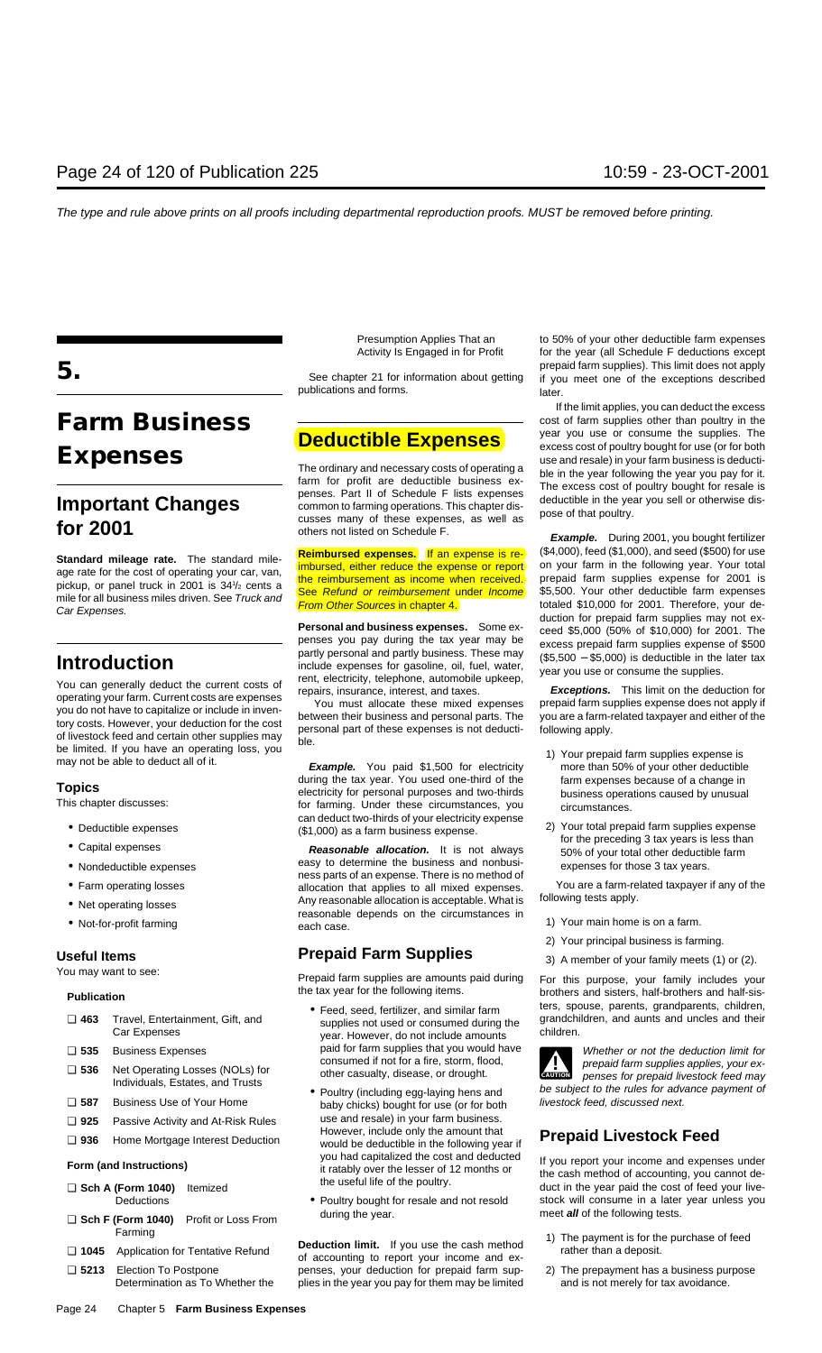# 5.

# Farm Business Expenses

## Important Changes for 2001

**Standard mileage rate.** The standard mileage rate for the cost of operating your car, van, pickup, or panel truck in 2001 is 34½ cents a mile for all business miles driven. See *Truck and Car Expenses.*

## Introduction

You can generally deduct the current costs of operating your farm. Current costs are expenses you do not have to capitalize or include in inventory costs. However, your deduction for the cost of livestock feed and certain other supplies may be limited. If you have an operating loss, you may not be able to deduct all of it.

### Topics

This chapter discusses:

- Deductible expenses
- Capital expenses
- Nondeductible expenses
- Farm operating losses
- Net operating losses
- Not-for-profit farming

### Useful Items

You may want to see:

**Publication**

- ❑ **463** Travel, Entertainment, Gift, and Car Expenses
- ❑ **535** Business Expenses
- ❑ **536** Net Operating Losses (NOLs) for Individuals, Estates, and Trusts
- ❑ **587** Business Use of Your Home
- ❑ **925** Passive Activity and At-Risk Rules
- ❑ **936** Home Mortgage Interest Deduction

**Form (and Instructions)**

- ❑ **Sch A (Form 1040)** Itemized Deductions
- ❑ **Sch F (Form 1040)** Profit or Loss From Farming
- ❑ **1045** Application for Tentative Refund
- ❑ **5213** Election To Postpone Determination as To Whether the Presumption Applies That an Activity Is Engaged in for Profit

See chapter 21 for information about getting publications and forms.

## Deductible Expenses

The ordinary and necessary costs of operating a farm for profit are deductible business expenses. Part II of Schedule F lists expenses common to farming operations. This chapter discusses many of these expenses, as well as others not listed on Schedule F.

**Reimbursed expenses.** If an expense is reimbursed, either reduce the expense or report the reimbursement as income when received. See *Refund or reimbursement* under *Income From Other Sources* in chapter 4.

**Personal and business expenses.** Some expenses you pay during the tax year may be partly personal and partly business. These may include expenses for gasoline, oil, fuel, water, rent, electricity, telephone, automobile upkeep, repairs, insurance, interest, and taxes.

You must allocate these mixed expenses between their business and personal parts. The personal part of these expenses is not deductible.

***Example.*** You paid $1,500 for electricity during the tax year. You used one-third of the electricity for personal purposes and two-thirds for farming. Under these circumstances, you can deduct two-thirds of your electricity expense ($1,000) as a farm business expense.

***Reasonable allocation.*** It is not always easy to determine the business and nonbusiness parts of an expense. There is no method of allocation that applies to all mixed expenses. Any reasonable allocation is acceptable. What is reasonable depends on the circumstances in each case.

### Prepaid Farm Supplies

Prepaid farm supplies are amounts paid during the tax year for the following items.

- Feed, seed, fertilizer, and similar farm supplies not used or consumed during the year. However, do not include amounts paid for farm supplies that you would have consumed if not for a fire, storm, flood, other casualty, disease, or drought.
- Poultry (including egg-laying hens and baby chicks) bought for use (or for both use and resale) in your farm business. However, include only the amount that would be deductible in the following year if you had capitalized the cost and deducted it ratably over the lesser of 12 months or the useful life of the poultry.
- Poultry bought for resale and not resold during the year.

**Deduction limit.** If you use the cash method of accounting to report your income and expenses, your deduction for prepaid farm supplies in the year you pay for them may be limited to 50% of your other deductible farm expenses for the year (all Schedule F deductions except prepaid farm supplies). This limit does not apply if you meet one of the exceptions described later.

If the limit applies, you can deduct the excess cost of farm supplies other than poultry in the year you use or consume the supplies. The excess cost of poultry bought for use (or for both use and resale) in your farm business is deductible in the year following the year you pay for it. The excess cost of poultry bought for resale is deductible in the year you sell or otherwise dispose of that poultry.

***Example.*** During 2001, you bought fertilizer ($4,000), feed ($1,000), and seed ($500) for use on your farm in the following year. Your total prepaid farm supplies expense for 2001 is $5,500. Your other deductible farm expenses totaled $10,000 for 2001. Therefore, your deduction for prepaid farm supplies may not exceed $5,000 (50% of $10,000) for 2001. The excess prepaid farm supplies expense of $500 ($5,500 − $5,000) is deductible in the later tax year you use or consume the supplies.

***Exceptions.*** This limit on the deduction for prepaid farm supplies expense does not apply if you are a farm-related taxpayer and either of the following apply.

1) Your prepaid farm supplies expense is more than 50% of your other deductible farm expenses because of a change in business operations caused by unusual circumstances.
2) Your total prepaid farm supplies expense for the preceding 3 tax years is less than 50% of your total other deductible farm expenses for those 3 tax years.

You are a farm-related taxpayer if any of the following tests apply.

1) Your main home is on a farm.
2) Your principal business is farming.
3) A member of your family meets (1) or (2).

For this purpose, your family includes your brothers and sisters, half-brothers and half-sisters, spouse, parents, grandparents, children, grandchildren, and aunts and uncles and their children.

**CAUTION:** Whether or not the deduction limit for prepaid farm supplies applies, your expenses for prepaid livestock feed may be subject to the rules for advance payment of livestock feed, discussed next.

### Prepaid Livestock Feed

If you report your income and expenses under the cash method of accounting, you cannot deduct in the year paid the cost of feed your livestock will consume in a later year unless you meet ***all*** of the following tests.

1) The payment is for the purchase of feed rather than a deposit.
2) The prepayment has a business purpose and is not merely for tax avoidance.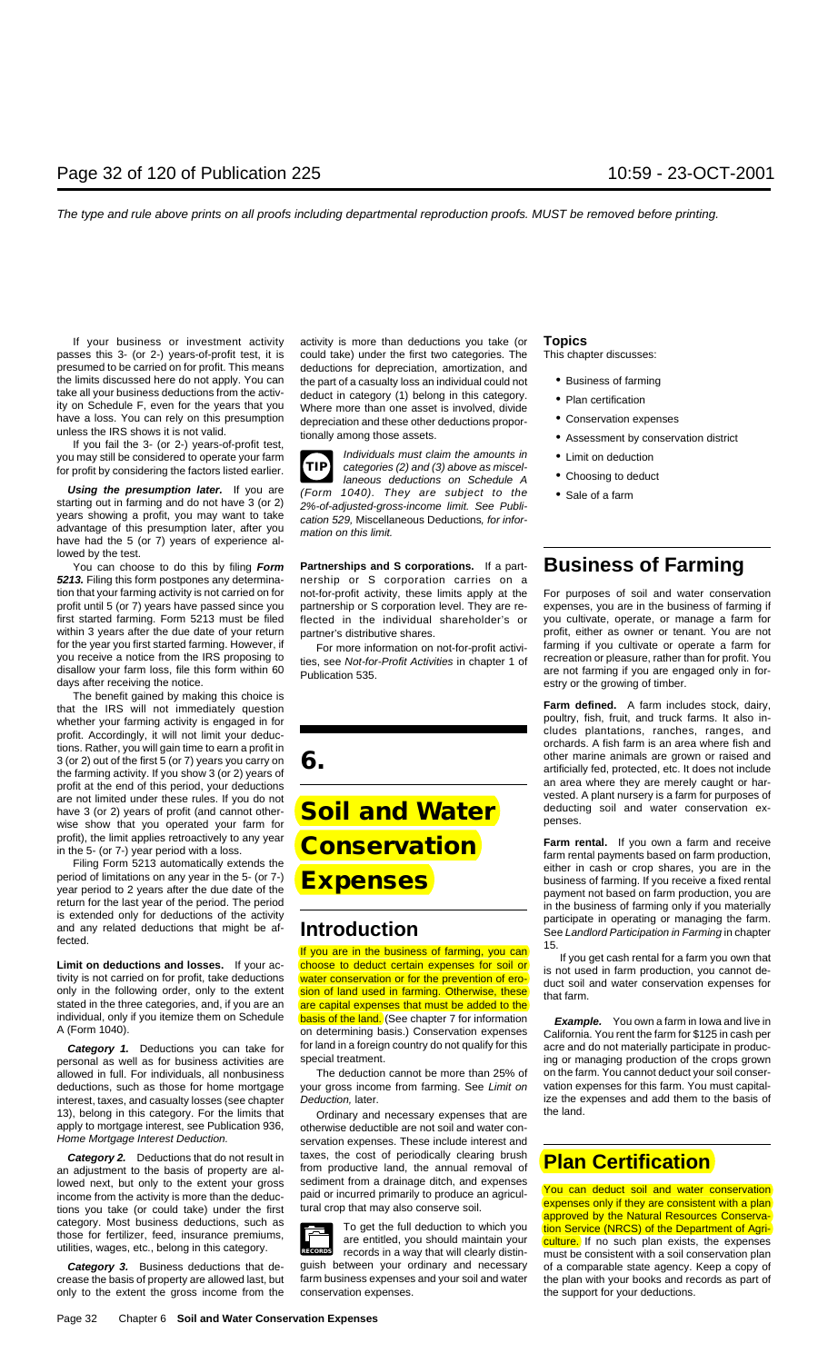If your business or investment activity passes this 3- (or 2-) years-of-profit test, it is presumed to be carried on for profit. This means the limits discussed here do not apply. You can take all your business deductions from the activity on Schedule F, even for the years that you have a loss. You can rely on this presumption unless the IRS shows it is not valid.

If you fail the 3- (or 2-) years-of-profit test, you may still be considered to operate your farm for profit by considering the factors listed earlier.

***Using the presumption later.*** If you are starting out in farming and do not have 3 (or 2) years showing a profit, you may want to take advantage of this presumption later, after you have had the 5 (or 7) years of experience allowed by the test.

You can choose to do this by filing ***Form 5213.*** Filing this form postpones any determination that your farming activity is not carried on for profit until 5 (or 7) years have passed since you first started farming. Form 5213 must be filed within 3 years after the due date of your return for the year you first started farming. However, if you receive a notice from the IRS proposing to disallow your farm loss, file this form within 60 days after receiving the notice.

The benefit gained by making this choice is that the IRS will not immediately question whether your farming activity is engaged in for profit. Accordingly, it will not limit your deductions. Rather, you will gain time to earn a profit in 3 (or 2) out of the first 5 (or 7) years you carry on the farming activity. If you show 3 (or 2) years of profit at the end of this period, your deductions are not limited under these rules. If you do not have 3 (or 2) years of profit (and cannot otherwise show that you operated your farm for profit), the limit applies retroactively to any year in the 5- (or 7-) year period with a loss.

Filing Form 5213 automatically extends the period of limitations on any year in the 5- (or 7-) year period to 2 years after the due date of the return for the last year of the period. The period is extended only for deductions of the activity and any related deductions that might be affected.

**Limit on deductions and losses.** If your activity is not carried on for profit, take deductions only in the following order, only to the extent stated in the three categories, and, if you are an individual, only if you itemize them on Schedule A (Form 1040).

***Category 1.*** Deductions you can take for personal as well as for business activities are allowed in full. For individuals, all nonbusiness deductions, such as those for home mortgage interest, taxes, and casualty losses (see chapter 13), belong in this category. For the limits that apply to mortgage interest, see Publication 936, *Home Mortgage Interest Deduction.*

***Category 2.*** Deductions that do not result in an adjustment to the basis of property are allowed next, but only to the extent your gross income from the activity is more than the deductions you take (or could take) under the first category. Most business deductions, such as those for fertilizer, feed, insurance premiums, utilities, wages, etc., belong in this category.

***Category 3.*** Business deductions that decrease the basis of property are allowed last, but only to the extent the gross income from the activity is more than deductions you take (or could take) under the first two categories. The deductions for depreciation, amortization, and the part of a casualty loss an individual could not deduct in category (1) belong in this category. Where more than one asset is involved, divide depreciation and these other deductions proportionally among those assets.

TIP: *Individuals must claim the amounts in categories (2) and (3) above as miscellaneous deductions on Schedule A (Form 1040). They are subject to the 2%-of-adjusted-gross-income limit. See Publication 529,* Miscellaneous Deductions, *for information on this limit.*

**Partnerships and S corporations.** If a partnership or S corporation carries on a not-for-profit activity, these limits apply at the partnership or S corporation level. They are reflected in the individual shareholder's or partner's distributive shares.

For more information on not-for-profit activities, see *Not-for-Profit Activities* in chapter 1 of Publication 535.

# 6. Soil and Water Conservation Expenses

## Introduction

If you are in the business of farming, you can choose to deduct certain expenses for soil or water conservation or for the prevention of erosion of land used in farming. Otherwise, these are capital expenses that must be added to the basis of the land. (See chapter 7 for information on determining basis.) Conservation expenses for land in a foreign country do not qualify for this special treatment.

The deduction cannot be more than 25% of your gross income from farming. See *Limit on Deduction,* later.

Ordinary and necessary expenses that are otherwise deductible are not soil and water conservation expenses. These include interest and taxes, the cost of periodically clearing brush from productive land, the annual removal of sediment from a drainage ditch, and expenses paid or incurred primarily to produce an agricultural crop that may also conserve soil.

RECORDS: To get the full deduction to which you are entitled, you should maintain your records in a way that will clearly distinguish between your ordinary and necessary farm business expenses and your soil and water conservation expenses.

### Topics

This chapter discusses:

- Business of farming
- Plan certification
- Conservation expenses
- Assessment by conservation district
- Limit on deduction
- Choosing to deduct
- Sale of a farm

## Business of Farming

For purposes of soil and water conservation expenses, you are in the business of farming if you cultivate, operate, or manage a farm for profit, either as owner or tenant. You are not farming if you cultivate or operate a farm for recreation or pleasure, rather than for profit. You are not farming if you are engaged only in forestry or the growing of timber.

**Farm defined.** A farm includes stock, dairy, poultry, fish, fruit, and truck farms. It also includes plantations, ranches, ranges, and orchards. A fish farm is an area where fish and other marine animals are grown or raised and artificially fed, protected, etc. It does not include an area where they are merely caught or harvested. A plant nursery is a farm for purposes of deducting soil and water conservation expenses.

**Farm rental.** If you own a farm and receive farm rental payments based on farm production, either in cash or crop shares, you are in the business of farming. If you receive a fixed rental payment not based on farm production, you are in the business of farming only if you materially participate in operating or managing the farm. See *Landlord Participation in Farming* in chapter 15.

If you get cash rental for a farm you own that is not used in farm production, you cannot deduct soil and water conservation expenses for that farm.

***Example.*** You own a farm in Iowa and live in California. You rent the farm for $125 in cash per acre and do not materially participate in producing or managing production of the crops grown on the farm. You cannot deduct your soil conservation expenses for this farm. You must capitalize the expenses and add them to the basis of the land.

## Plan Certification

You can deduct soil and water conservation expenses only if they are consistent with a plan approved by the Natural Resources Conservation Service (NRCS) of the Department of Agriculture. If no such plan exists, the expenses must be consistent with a soil conservation plan of a comparable state agency. Keep a copy of the plan with your books and records as part of the support for your deductions.